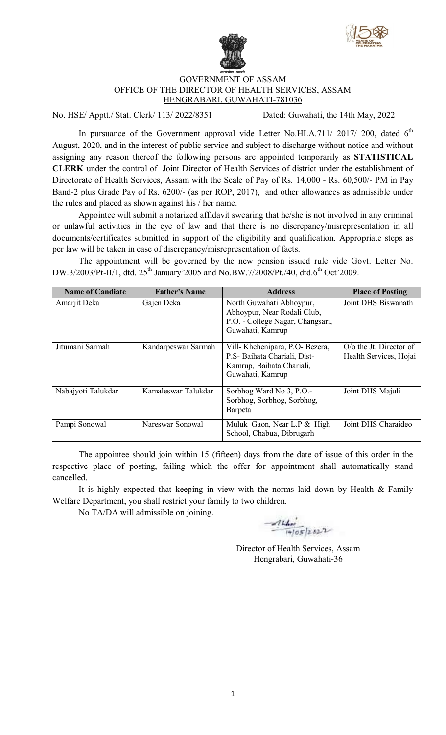GOVERNMENT OF ASSAM
OFFICE OF THE DIRECTOR OF HEALTH SERVICES, ASSAM
HENGRABARI, GUWAHATI-781036

No. HSE/ Apptt./ Stat. Clerk/ 113/ 2022/8351 Dated: Guwahati, the 14th May, 2022

In pursuance of the Government approval vide Letter No.HLA.711/ 2017/ 200, dated 6th August, 2020, and in the interest of public service and subject to discharge without notice and without assigning any reason thereof the following persons are appointed temporarily as **STATISTICAL CLERK** under the control of Joint Director of Health Services of district under the establishment of Directorate of Health Services, Assam with the Scale of Pay of Rs. 14,000 - Rs. 60,500/- PM in Pay Band-2 plus Grade Pay of Rs. 6200/- (as per ROP, 2017), and other allowances as admissible under the rules and placed as shown against his / her name.

Appointee will submit a notarized affidavit swearing that he/she is not involved in any criminal or unlawful activities in the eye of law and that there is no discrepancy/misrepresentation in all documents/certificates submitted in support of the eligibility and qualification. Appropriate steps as per law will be taken in case of discrepancy/misrepresentation of facts.

The appointment will be governed by the new pension issued rule vide Govt. Letter No. DW.3/2003/Pt-II/1, dtd. 25th January'2005 and No.BW.7/2008/Pt./40, dtd.6th Oct'2009.

| Name of Candiate | Father's Name | Address | Place of Posting |
|---|---|---|---|
| Amarjit Deka | Gajen Deka | North Guwahati Abhoypur, Abhoypur, Near Rodali Club, P.O. - College Nagar, Changsari, Guwahati, Kamrup | Joint DHS Biswanath |
| Jitumani Sarmah | Kandarpeswar Sarmah | Vill- Khehenipara, P.O- Bezera, P.S- Baihata Chariali, Dist- Kamrup, Baihata Chariali, Guwahati, Kamrup | O/o the Jt. Director of Health Services, Hojai |
| Nabajyoti Talukdar | Kamaleswar Talukdar | Sorbhog Ward No 3, P.O.- Sorbhog, Sorbhog, Sorbhog, Barpeta | Joint DHS Majuli |
| Pampi Sonowal | Nareswar Sonowal | Muluk Gaon, Near L.P & High School, Chabua, Dibrugarh | Joint DHS Charaideo |

The appointee should join within 15 (fifteen) days from the date of issue of this order in the respective place of posting, failing which the offer for appointment shall automatically stand cancelled.

It is highly expected that keeping in view with the norms laid down by Health & Family Welfare Department, you shall restrict your family to two children.

No TA/DA will admissible on joining.

14/05/2022

Director of Health Services, Assam
Hengrabari, Guwahati-36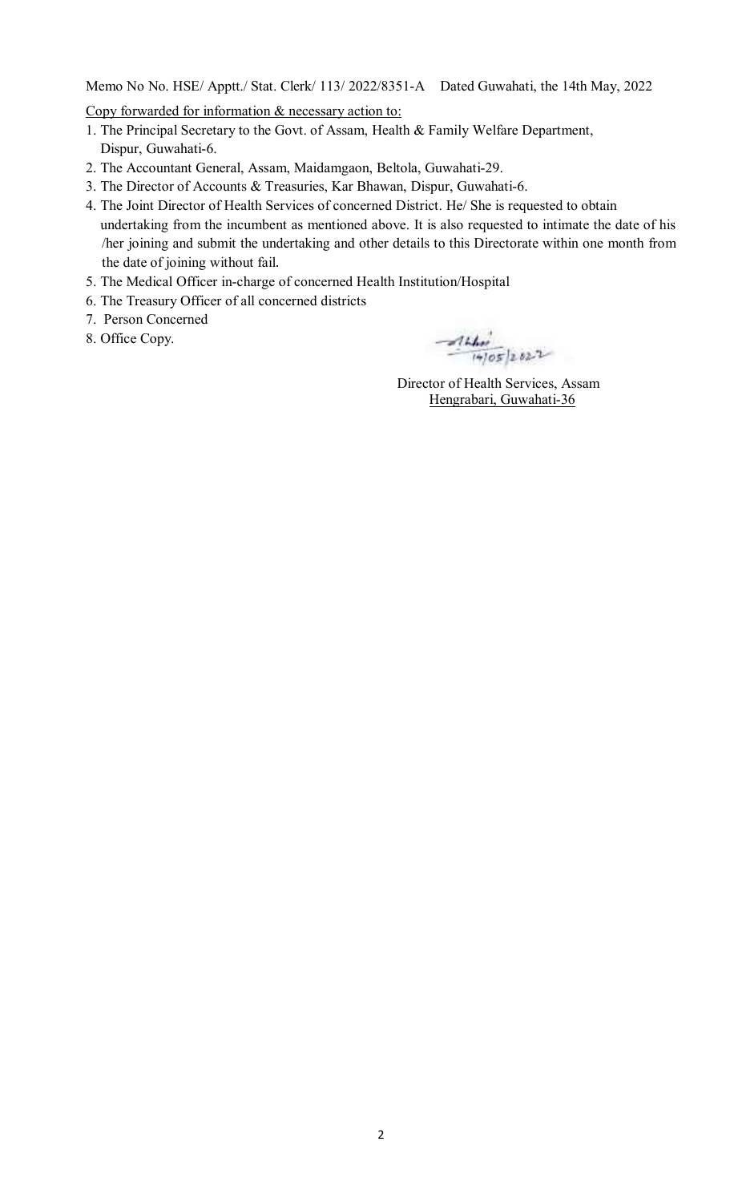Memo No No. HSE/ Apptt./ Stat. Clerk/ 113/ 2022/8351-A Dated Guwahati, the 14th May, 2022

Copy forwarded for information & necessary action to:

1. The Principal Secretary to the Govt. of Assam, Health & Family Welfare Department, Dispur, Guwahati-6.
2. The Accountant General, Assam, Maidamgaon, Beltola, Guwahati-29.
3. The Director of Accounts & Treasuries, Kar Bhawan, Dispur, Guwahati-6.
4. The Joint Director of Health Services of concerned District. He/ She is requested to obtain undertaking from the incumbent as mentioned above. It is also requested to intimate the date of his /her joining and submit the undertaking and other details to this Directorate within one month from the date of joining without fail.
5. The Medical Officer in-charge of concerned Health Institution/Hospital
6. The Treasury Officer of all concerned districts
7. Person Concerned
8. Office Copy.

14/05/2022

Director of Health Services, Assam
Hengrabari, Guwahati-36